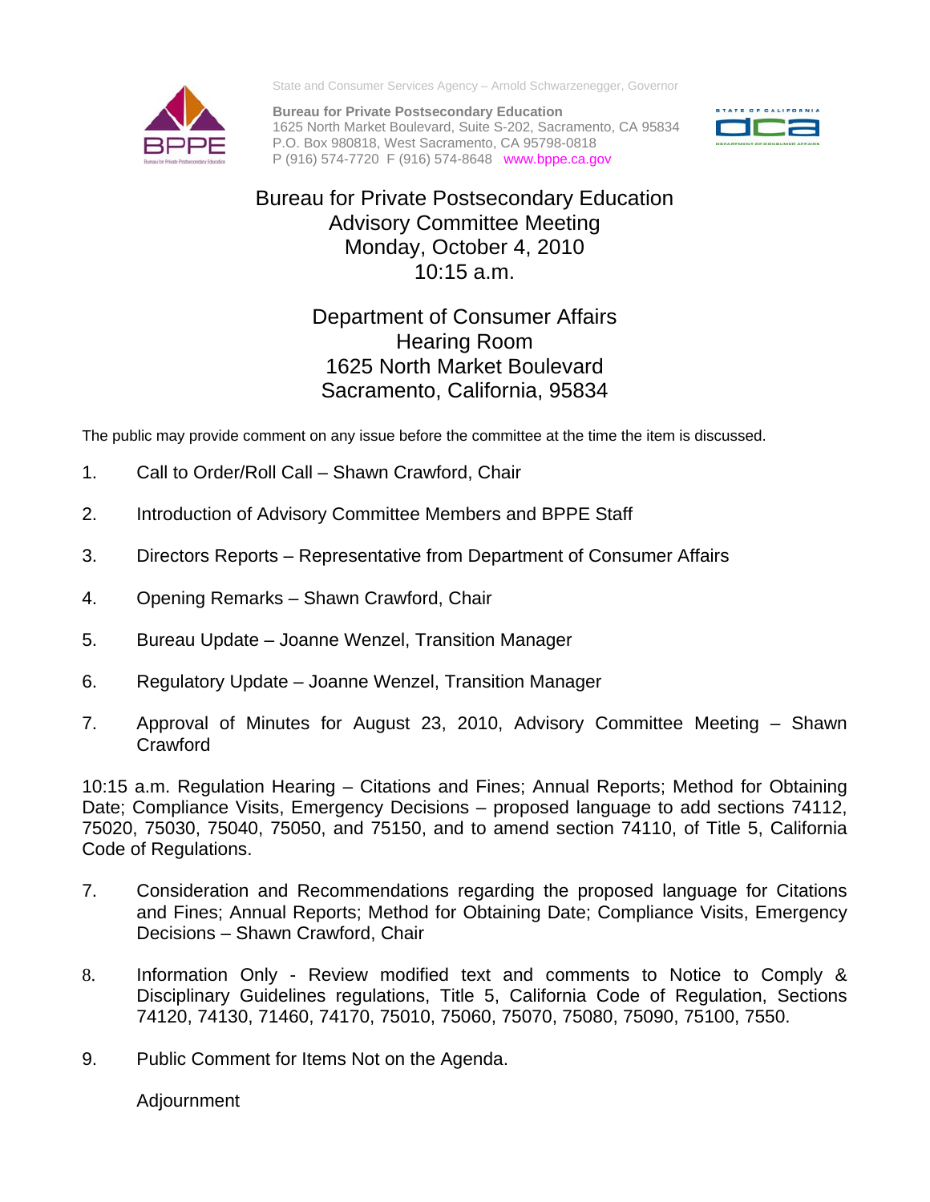State and Consumer Services Agency – Arnold Schwarzenegger, Governor

**Bureau for Private Postsecondary Education**
1625 North Market Boulevard, Suite S-202, Sacramento, CA 95834
P.O. Box 980818, West Sacramento, CA 95798-0818
P (916) 574-7720 F (916) 574-8648 www.bppe.ca.gov

# Bureau for Private Postsecondary Education
# Advisory Committee Meeting
# Monday, October 4, 2010
# 10:15 a.m.

## Department of Consumer Affairs
## Hearing Room
## 1625 North Market Boulevard
## Sacramento, California, 95834

The public may provide comment on any issue before the committee at the time the item is discussed.

1. Call to Order/Roll Call – Shawn Crawford, Chair

2. Introduction of Advisory Committee Members and BPPE Staff

3. Directors Reports – Representative from Department of Consumer Affairs

4. Opening Remarks – Shawn Crawford, Chair

5. Bureau Update – Joanne Wenzel, Transition Manager

6. Regulatory Update – Joanne Wenzel, Transition Manager

7. Approval of Minutes for August 23, 2010, Advisory Committee Meeting – Shawn Crawford

10:15 a.m. Regulation Hearing – Citations and Fines; Annual Reports; Method for Obtaining Date; Compliance Visits, Emergency Decisions – proposed language to add sections 74112, 75020, 75030, 75040, 75050, and 75150, and to amend section 74110, of Title 5, California Code of Regulations.

7. Consideration and Recommendations regarding the proposed language for Citations and Fines; Annual Reports; Method for Obtaining Date; Compliance Visits, Emergency Decisions – Shawn Crawford, Chair

8. Information Only - Review modified text and comments to Notice to Comply & Disciplinary Guidelines regulations, Title 5, California Code of Regulation, Sections 74120, 74130, 71460, 74170, 75010, 75060, 75070, 75080, 75090, 75100, 7550.

9. Public Comment for Items Not on the Agenda.

Adjournment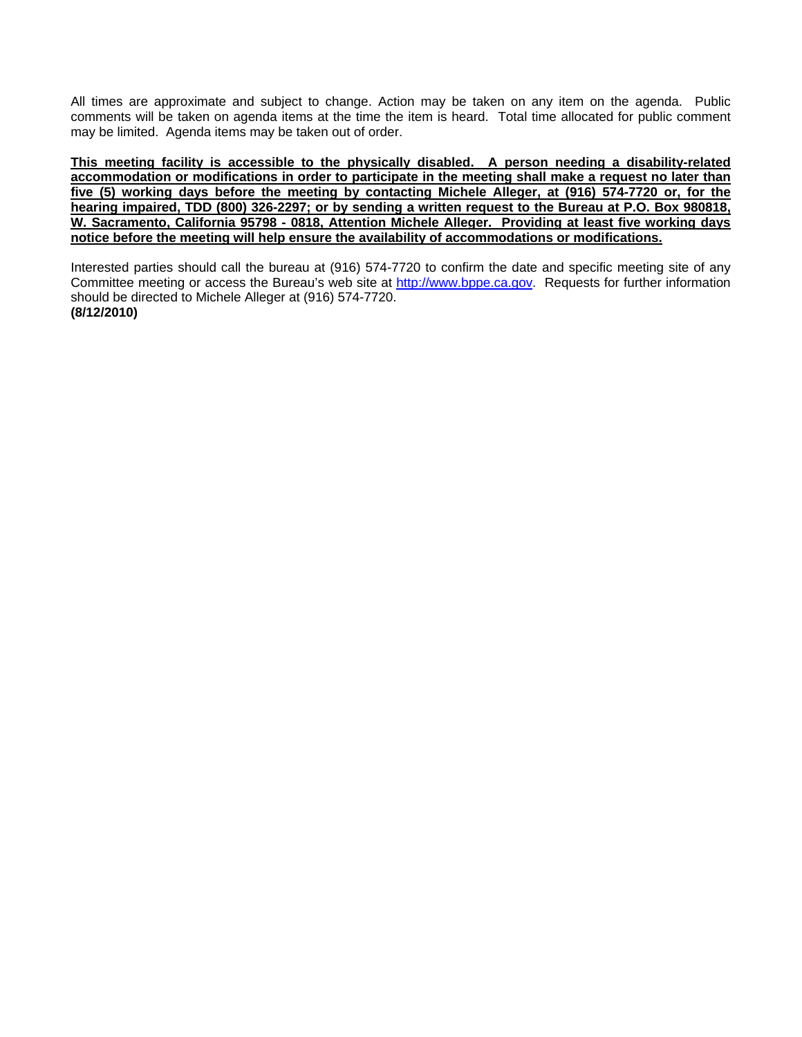All times are approximate and subject to change. Action may be taken on any item on the agenda. Public comments will be taken on agenda items at the time the item is heard. Total time allocated for public comment may be limited. Agenda items may be taken out of order.

**This meeting facility is accessible to the physically disabled. A person needing a disability-related accommodation or modifications in order to participate in the meeting shall make a request no later than five (5) working days before the meeting by contacting Michele Alleger, at (916) 574-7720 or, for the hearing impaired, TDD (800) 326-2297; or by sending a written request to the Bureau at P.O. Box 980818, W. Sacramento, California 95798 - 0818, Attention Michele Alleger. Providing at least five working days notice before the meeting will help ensure the availability of accommodations or modifications.**

Interested parties should call the bureau at (916) 574-7720 to confirm the date and specific meeting site of any Committee meeting or access the Bureau's web site at http://www.bppe.ca.gov. Requests for further information should be directed to Michele Alleger at (916) 574-7720.

**(8/12/2010)**